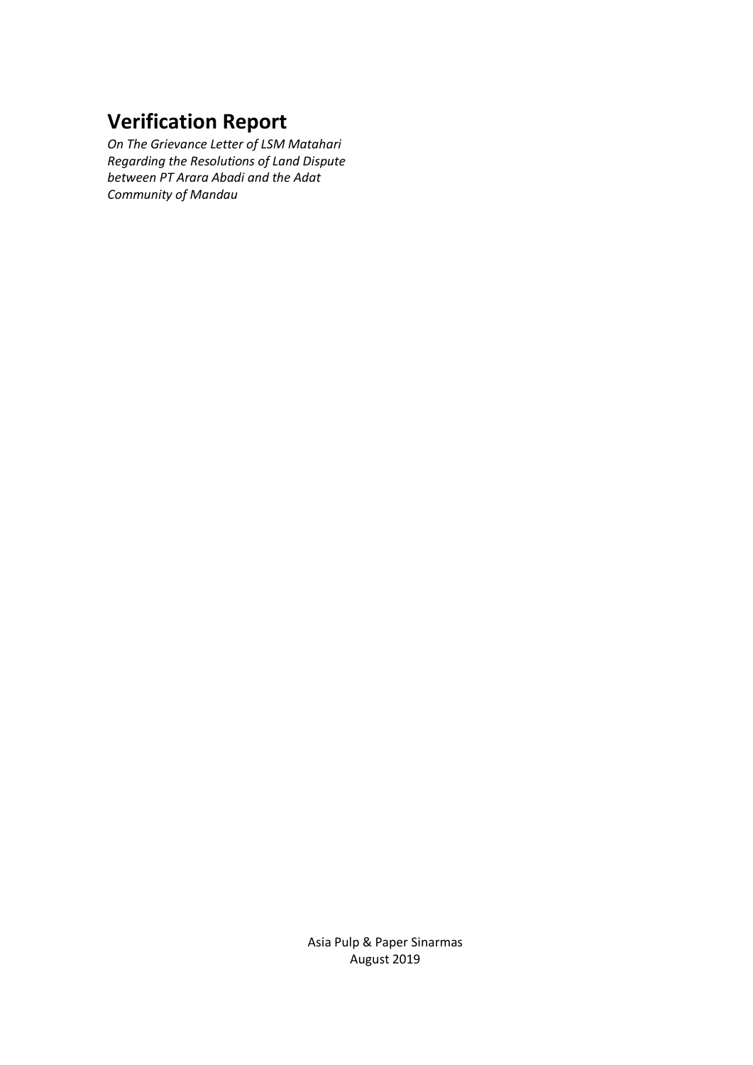# Verification Report

*On The Grievance Letter of LSM Matahari Regarding the Resolutions of Land Dispute between PT Arara Abadi and the Adat Community of Mandau*

Asia Pulp & Paper Sinarmas
August 2019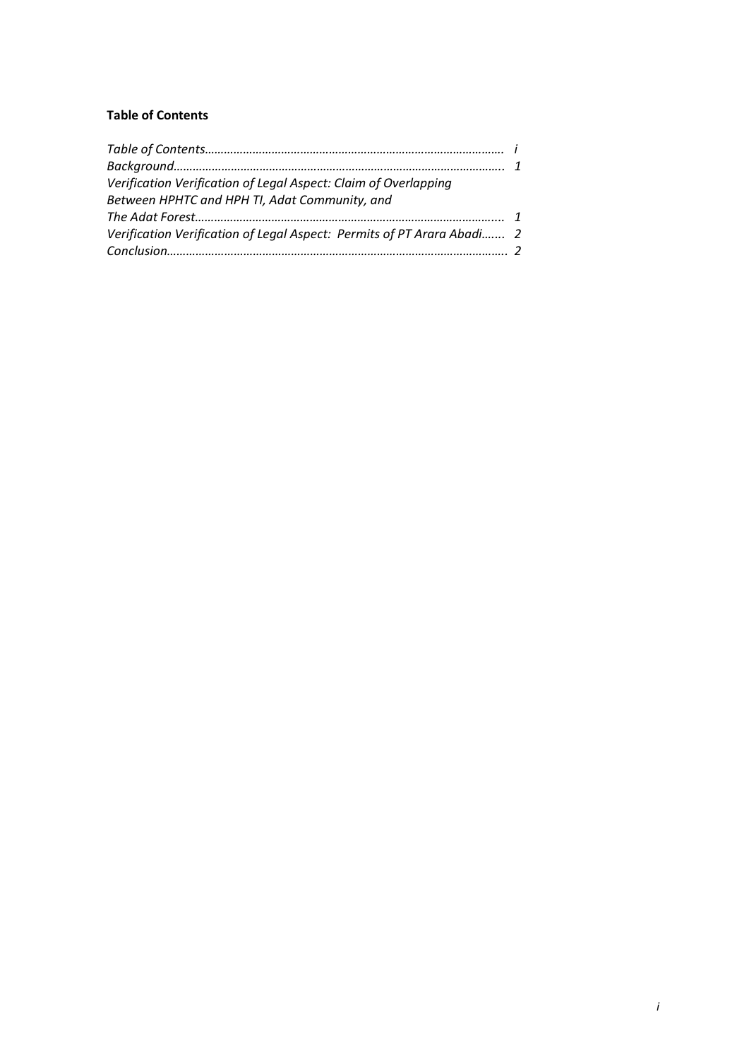**Table of Contents**

*Table of Contents……………………………………………………………………………… i*
*Background………………………………………………………………………………………. 1*
*Verification Verification of Legal Aspect: Claim of Overlapping Between HPHTC and HPH TI, Adat Community, and The Adat Forest…………………………………………………………………………….... 1*
*Verification Verification of Legal Aspect: Permits of PT Arara Abadi……. 2*
*Conclusion……………………………………………………………………………………… 2*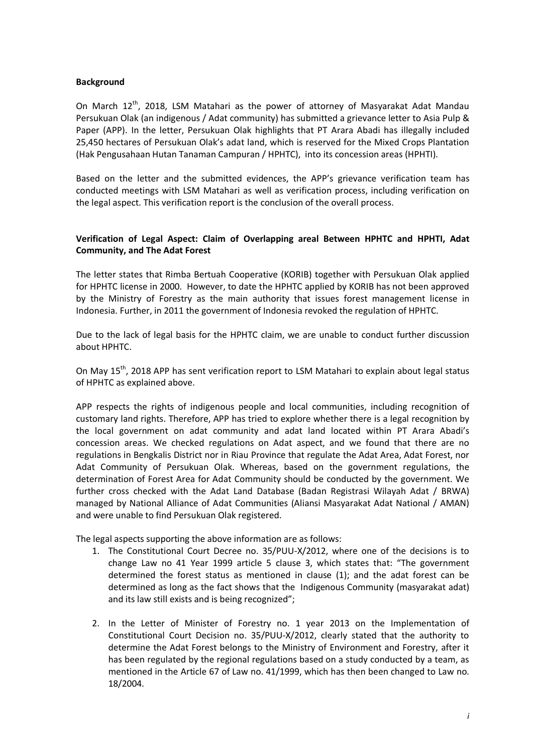**Background**

On March 12th, 2018, LSM Matahari as the power of attorney of Masyarakat Adat Mandau Persukuan Olak (an indigenous / Adat community) has submitted a grievance letter to Asia Pulp & Paper (APP). In the letter, Persukuan Olak highlights that PT Arara Abadi has illegally included 25,450 hectares of Persukuan Olak's adat land, which is reserved for the Mixed Crops Plantation (Hak Pengusahaan Hutan Tanaman Campuran / HPHTC), into its concession areas (HPHTI).

Based on the letter and the submitted evidences, the APP's grievance verification team has conducted meetings with LSM Matahari as well as verification process, including verification on the legal aspect. This verification report is the conclusion of the overall process.

**Verification of Legal Aspect: Claim of Overlapping areal Between HPHTC and HPHTI, Adat Community, and The Adat Forest**

The letter states that Rimba Bertuah Cooperative (KORIB) together with Persukuan Olak applied for HPHTC license in 2000. However, to date the HPHTC applied by KORIB has not been approved by the Ministry of Forestry as the main authority that issues forest management license in Indonesia. Further, in 2011 the government of Indonesia revoked the regulation of HPHTC.

Due to the lack of legal basis for the HPHTC claim, we are unable to conduct further discussion about HPHTC.

On May 15th, 2018 APP has sent verification report to LSM Matahari to explain about legal status of HPHTC as explained above.

APP respects the rights of indigenous people and local communities, including recognition of customary land rights. Therefore, APP has tried to explore whether there is a legal recognition by the local government on adat community and adat land located within PT Arara Abadi's concession areas. We checked regulations on Adat aspect, and we found that there are no regulations in Bengkalis District nor in Riau Province that regulate the Adat Area, Adat Forest, nor Adat Community of Persukuan Olak. Whereas, based on the government regulations, the determination of Forest Area for Adat Community should be conducted by the government. We further cross checked with the Adat Land Database (Badan Registrasi Wilayah Adat / BRWA) managed by National Alliance of Adat Communities (Aliansi Masyarakat Adat National / AMAN) and were unable to find Persukuan Olak registered.

The legal aspects supporting the above information are as follows:

1. The Constitutional Court Decree no. 35/PUU-X/2012, where one of the decisions is to change Law no 41 Year 1999 article 5 clause 3, which states that: "The government determined the forest status as mentioned in clause (1); and the adat forest can be determined as long as the fact shows that the Indigenous Community (masyarakat adat) and its law still exists and is being recognized";

2. In the Letter of Minister of Forestry no. 1 year 2013 on the Implementation of Constitutional Court Decision no. 35/PUU-X/2012, clearly stated that the authority to determine the Adat Forest belongs to the Ministry of Environment and Forestry, after it has been regulated by the regional regulations based on a study conducted by a team, as mentioned in the Article 67 of Law no. 41/1999, which has then been changed to Law no. 18/2004.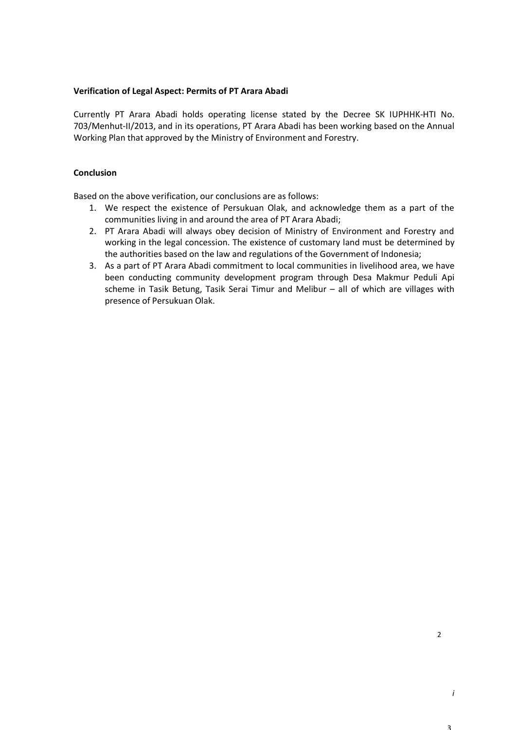**Verification of Legal Aspect: Permits of PT Arara Abadi**

Currently PT Arara Abadi holds operating license stated by the Decree SK IUPHHK-HTI No. 703/Menhut-II/2013, and in its operations, PT Arara Abadi has been working based on the Annual Working Plan that approved by the Ministry of Environment and Forestry.

**Conclusion**

Based on the above verification, our conclusions are as follows:

1. We respect the existence of Persukuan Olak, and acknowledge them as a part of the communities living in and around the area of PT Arara Abadi;
2. PT Arara Abadi will always obey decision of Ministry of Environment and Forestry and working in the legal concession. The existence of customary land must be determined by the authorities based on the law and regulations of the Government of Indonesia;
3. As a part of PT Arara Abadi commitment to local communities in livelihood area, we have been conducting community development program through Desa Makmur Peduli Api scheme in Tasik Betung, Tasik Serai Timur and Melibur – all of which are villages with presence of Persukuan Olak.